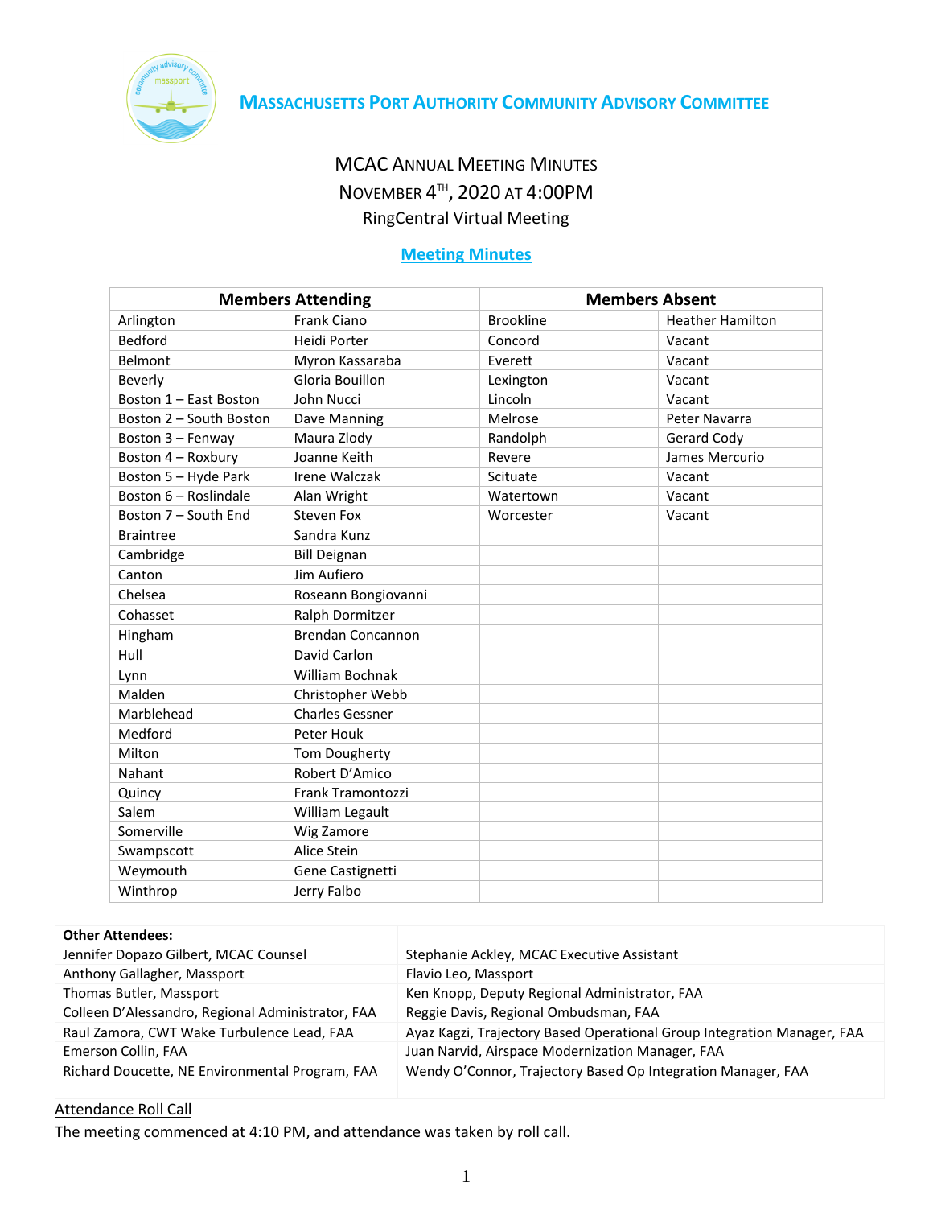# Massachusetts Port Authority Community Advisory Committee

## MCAC Annual Meeting Minutes
## November 4th, 2020 at 4:00PM
RingCentral Virtual Meeting

**Meeting Minutes**

| Members Attending | | Members Absent | |
|---|---|---|---|
| Arlington | Frank Ciano | Brookline | Heather Hamilton |
| Bedford | Heidi Porter | Concord | Vacant |
| Belmont | Myron Kassaraba | Everett | Vacant |
| Beverly | Gloria Bouillon | Lexington | Vacant |
| Boston 1 – East Boston | John Nucci | Lincoln | Vacant |
| Boston 2 – South Boston | Dave Manning | Melrose | Peter Navarra |
| Boston 3 – Fenway | Maura Zlody | Randolph | Gerard Cody |
| Boston 4 – Roxbury | Joanne Keith | Revere | James Mercurio |
| Boston 5 – Hyde Park | Irene Walczak | Scituate | Vacant |
| Boston 6 – Roslindale | Alan Wright | Watertown | Vacant |
| Boston 7 – South End | Steven Fox | Worcester | Vacant |
| Braintree | Sandra Kunz | | |
| Cambridge | Bill Deignan | | |
| Canton | Jim Aufiero | | |
| Chelsea | Roseann Bongiovanni | | |
| Cohasset | Ralph Dormitzer | | |
| Hingham | Brendan Concannon | | |
| Hull | David Carlon | | |
| Lynn | William Bochnak | | |
| Malden | Christopher Webb | | |
| Marblehead | Charles Gessner | | |
| Medford | Peter Houk | | |
| Milton | Tom Dougherty | | |
| Nahant | Robert D'Amico | | |
| Quincy | Frank Tramontozzi | | |
| Salem | William Legault | | |
| Somerville | Wig Zamore | | |
| Swampscott | Alice Stein | | |
| Weymouth | Gene Castignetti | | |
| Winthrop | Jerry Falbo | | |

| Other Attendees: | |
|---|---|
| Jennifer Dopazo Gilbert, MCAC Counsel | Stephanie Ackley, MCAC Executive Assistant |
| Anthony Gallagher, Massport | Flavio Leo, Massport |
| Thomas Butler, Massport | Ken Knopp, Deputy Regional Administrator, FAA |
| Colleen D'Alessandro, Regional Administrator, FAA | Reggie Davis, Regional Ombudsman, FAA |
| Raul Zamora, CWT Wake Turbulence Lead, FAA | Ayaz Kagzi, Trajectory Based Operational Group Integration Manager, FAA |
| Emerson Collin, FAA | Juan Narvid, Airspace Modernization Manager, FAA |
| Richard Doucette, NE Environmental Program, FAA | Wendy O'Connor, Trajectory Based Op Integration Manager, FAA |

Attendance Roll Call

The meeting commenced at 4:10 PM, and attendance was taken by roll call.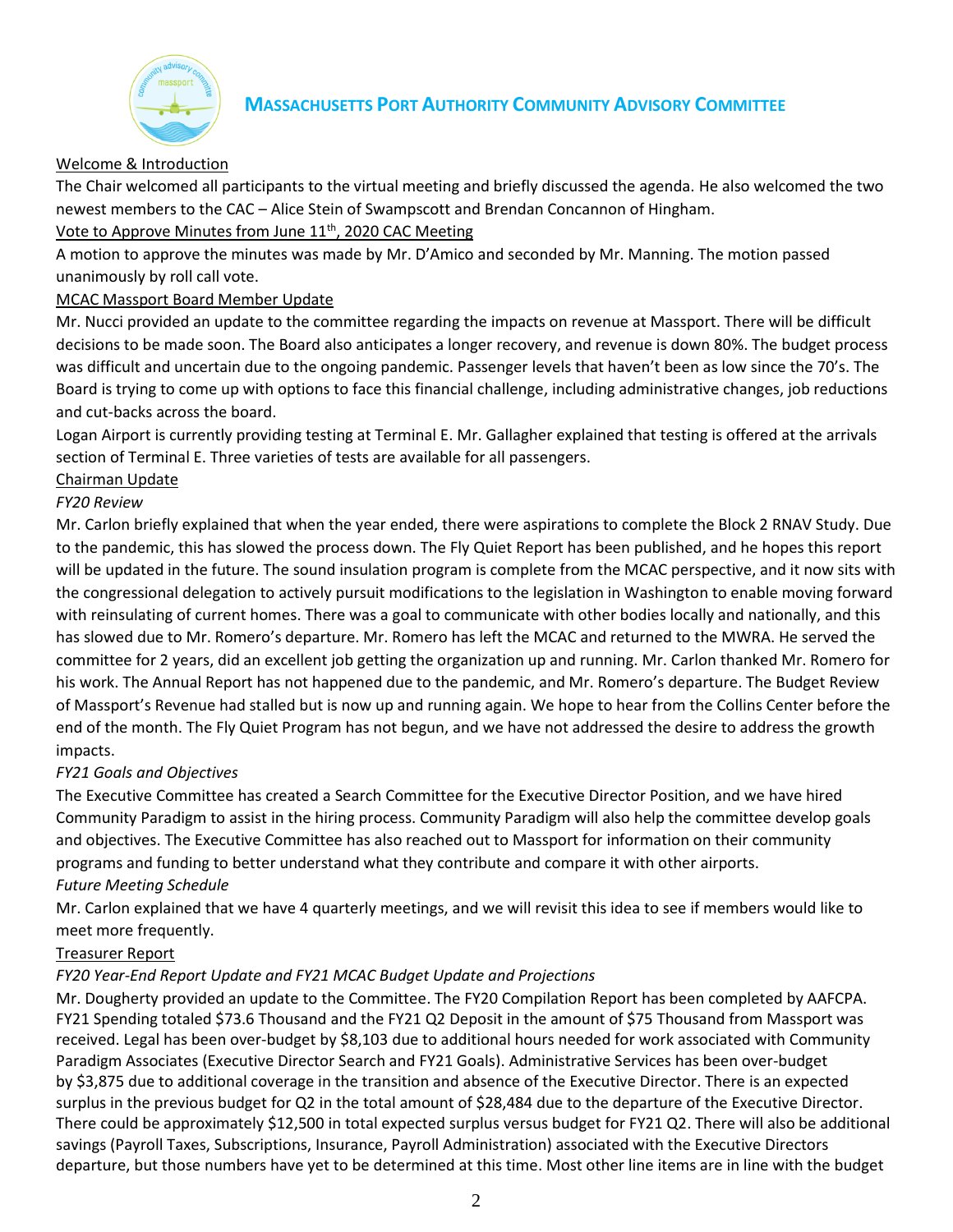# MASSACHUSETTS PORT AUTHORITY COMMUNITY ADVISORY COMMITTEE

Welcome & Introduction

The Chair welcomed all participants to the virtual meeting and briefly discussed the agenda. He also welcomed the two newest members to the CAC – Alice Stein of Swampscott and Brendan Concannon of Hingham.

Vote to Approve Minutes from June 11th, 2020 CAC Meeting

A motion to approve the minutes was made by Mr. D'Amico and seconded by Mr. Manning. The motion passed unanimously by roll call vote.

MCAC Massport Board Member Update

Mr. Nucci provided an update to the committee regarding the impacts on revenue at Massport. There will be difficult decisions to be made soon. The Board also anticipates a longer recovery, and revenue is down 80%. The budget process was difficult and uncertain due to the ongoing pandemic. Passenger levels that haven't been as low since the 70's. The Board is trying to come up with options to face this financial challenge, including administrative changes, job reductions and cut-backs across the board.

Logan Airport is currently providing testing at Terminal E. Mr. Gallagher explained that testing is offered at the arrivals section of Terminal E. Three varieties of tests are available for all passengers.

Chairman Update

*FY20 Review*

Mr. Carlon briefly explained that when the year ended, there were aspirations to complete the Block 2 RNAV Study. Due to the pandemic, this has slowed the process down. The Fly Quiet Report has been published, and he hopes this report will be updated in the future. The sound insulation program is complete from the MCAC perspective, and it now sits with the congressional delegation to actively pursuit modifications to the legislation in Washington to enable moving forward with reinsulating of current homes. There was a goal to communicate with other bodies locally and nationally, and this has slowed due to Mr. Romero's departure. Mr. Romero has left the MCAC and returned to the MWRA. He served the committee for 2 years, did an excellent job getting the organization up and running. Mr. Carlon thanked Mr. Romero for his work. The Annual Report has not happened due to the pandemic, and Mr. Romero's departure. The Budget Review of Massport's Revenue had stalled but is now up and running again. We hope to hear from the Collins Center before the end of the month. The Fly Quiet Program has not begun, and we have not addressed the desire to address the growth impacts.

*FY21 Goals and Objectives*

The Executive Committee has created a Search Committee for the Executive Director Position, and we have hired Community Paradigm to assist in the hiring process. Community Paradigm will also help the committee develop goals and objectives. The Executive Committee has also reached out to Massport for information on their community programs and funding to better understand what they contribute and compare it with other airports.

*Future Meeting Schedule*

Mr. Carlon explained that we have 4 quarterly meetings, and we will revisit this idea to see if members would like to meet more frequently.

Treasurer Report

*FY20 Year-End Report Update and FY21 MCAC Budget Update and Projections*

Mr. Dougherty provided an update to the Committee. The FY20 Compilation Report has been completed by AAFCPA. FY21 Spending totaled $73.6 Thousand and the FY21 Q2 Deposit in the amount of $75 Thousand from Massport was received. Legal has been over-budget by $8,103 due to additional hours needed for work associated with Community Paradigm Associates (Executive Director Search and FY21 Goals). Administrative Services has been over-budget by $3,875 due to additional coverage in the transition and absence of the Executive Director. There is an expected surplus in the previous budget for Q2 in the total amount of $28,484 due to the departure of the Executive Director. There could be approximately $12,500 in total expected surplus versus budget for FY21 Q2. There will also be additional savings (Payroll Taxes, Subscriptions, Insurance, Payroll Administration) associated with the Executive Directors departure, but those numbers have yet to be determined at this time. Most other line items are in line with the budget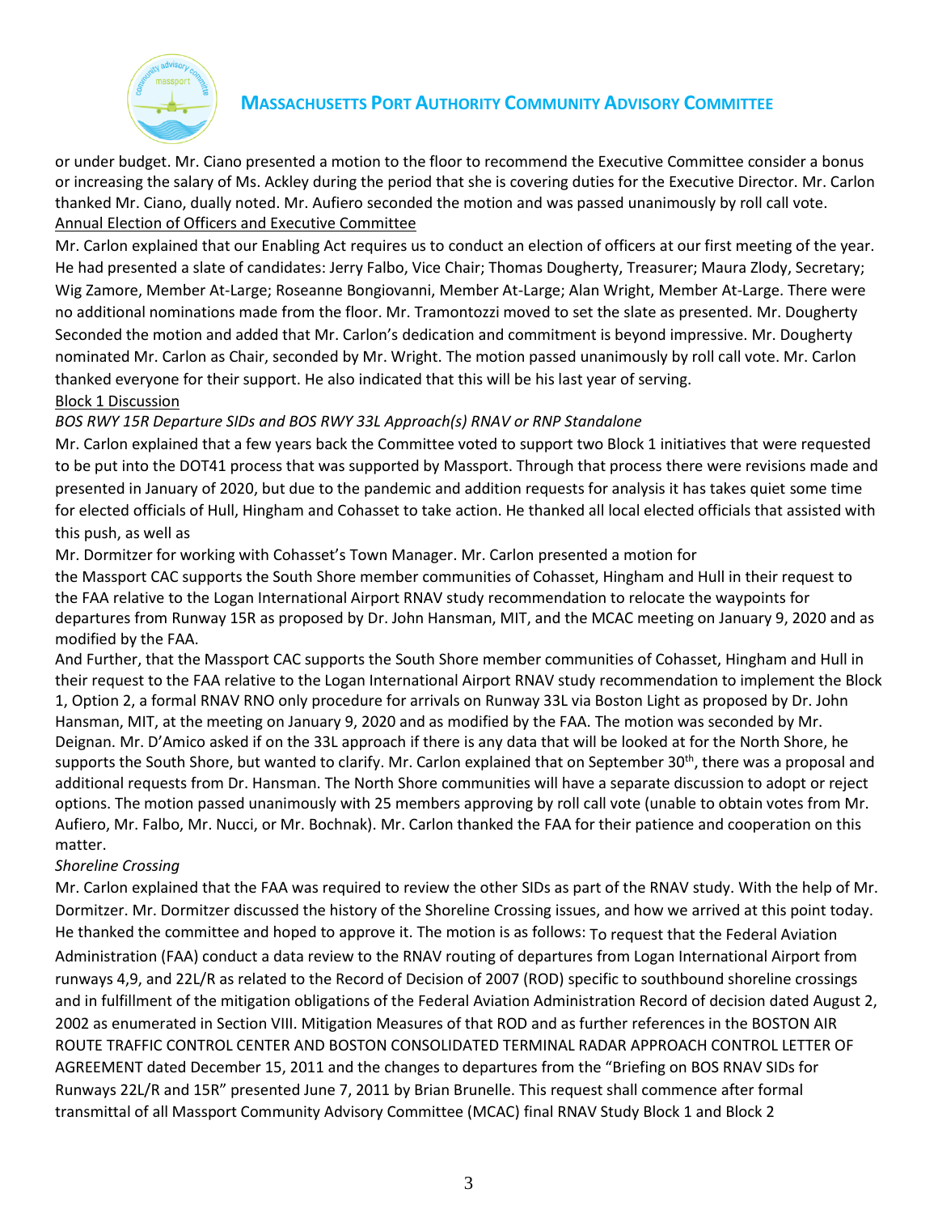or under budget. Mr. Ciano presented a motion to the floor to recommend the Executive Committee consider a bonus or increasing the salary of Ms. Ackley during the period that she is covering duties for the Executive Director. Mr. Carlon thanked Mr. Ciano, dually noted. Mr. Aufiero seconded the motion and was passed unanimously by roll call vote.

Annual Election of Officers and Executive Committee

Mr. Carlon explained that our Enabling Act requires us to conduct an election of officers at our first meeting of the year. He had presented a slate of candidates: Jerry Falbo, Vice Chair; Thomas Dougherty, Treasurer; Maura Zlody, Secretary; Wig Zamore, Member At-Large; Roseanne Bongiovanni, Member At-Large; Alan Wright, Member At-Large. There were no additional nominations made from the floor. Mr. Tramontozzi moved to set the slate as presented. Mr. Dougherty Seconded the motion and added that Mr. Carlon's dedication and commitment is beyond impressive. Mr. Dougherty nominated Mr. Carlon as Chair, seconded by Mr. Wright. The motion passed unanimously by roll call vote. Mr. Carlon thanked everyone for their support. He also indicated that this will be his last year of serving.

Block 1 Discussion

*BOS RWY 15R Departure SIDs and BOS RWY 33L Approach(s) RNAV or RNP Standalone*

Mr. Carlon explained that a few years back the Committee voted to support two Block 1 initiatives that were requested to be put into the DOT41 process that was supported by Massport. Through that process there were revisions made and presented in January of 2020, but due to the pandemic and addition requests for analysis it has takes quiet some time for elected officials of Hull, Hingham and Cohasset to take action. He thanked all local elected officials that assisted with this push, as well as

Mr. Dormitzer for working with Cohasset's Town Manager. Mr. Carlon presented a motion for

the Massport CAC supports the South Shore member communities of Cohasset, Hingham and Hull in their request to the FAA relative to the Logan International Airport RNAV study recommendation to relocate the waypoints for departures from Runway 15R as proposed by Dr. John Hansman, MIT, and the MCAC meeting on January 9, 2020 and as modified by the FAA.

And Further, that the Massport CAC supports the South Shore member communities of Cohasset, Hingham and Hull in their request to the FAA relative to the Logan International Airport RNAV study recommendation to implement the Block 1, Option 2, a formal RNAV RNO only procedure for arrivals on Runway 33L via Boston Light as proposed by Dr. John Hansman, MIT, at the meeting on January 9, 2020 and as modified by the FAA. The motion was seconded by Mr. Deignan. Mr. D'Amico asked if on the 33L approach if there is any data that will be looked at for the North Shore, he supports the South Shore, but wanted to clarify. Mr. Carlon explained that on September 30th, there was a proposal and additional requests from Dr. Hansman. The North Shore communities will have a separate discussion to adopt or reject options. The motion passed unanimously with 25 members approving by roll call vote (unable to obtain votes from Mr. Aufiero, Mr. Falbo, Mr. Nucci, or Mr. Bochnak). Mr. Carlon thanked the FAA for their patience and cooperation on this matter.

*Shoreline Crossing*

Mr. Carlon explained that the FAA was required to review the other SIDs as part of the RNAV study. With the help of Mr. Dormitzer. Mr. Dormitzer discussed the history of the Shoreline Crossing issues, and how we arrived at this point today. He thanked the committee and hoped to approve it. The motion is as follows: To request that the Federal Aviation Administration (FAA) conduct a data review to the RNAV routing of departures from Logan International Airport from runways 4,9, and 22L/R as related to the Record of Decision of 2007 (ROD) specific to southbound shoreline crossings and in fulfillment of the mitigation obligations of the Federal Aviation Administration Record of decision dated August 2, 2002 as enumerated in Section VIII. Mitigation Measures of that ROD and as further references in the BOSTON AIR ROUTE TRAFFIC CONTROL CENTER AND BOSTON CONSOLIDATED TERMINAL RADAR APPROACH CONTROL LETTER OF AGREEMENT dated December 15, 2011 and the changes to departures from the "Briefing on BOS RNAV SIDs for Runways 22L/R and 15R" presented June 7, 2011 by Brian Brunelle. This request shall commence after formal transmittal of all Massport Community Advisory Committee (MCAC) final RNAV Study Block 1 and Block 2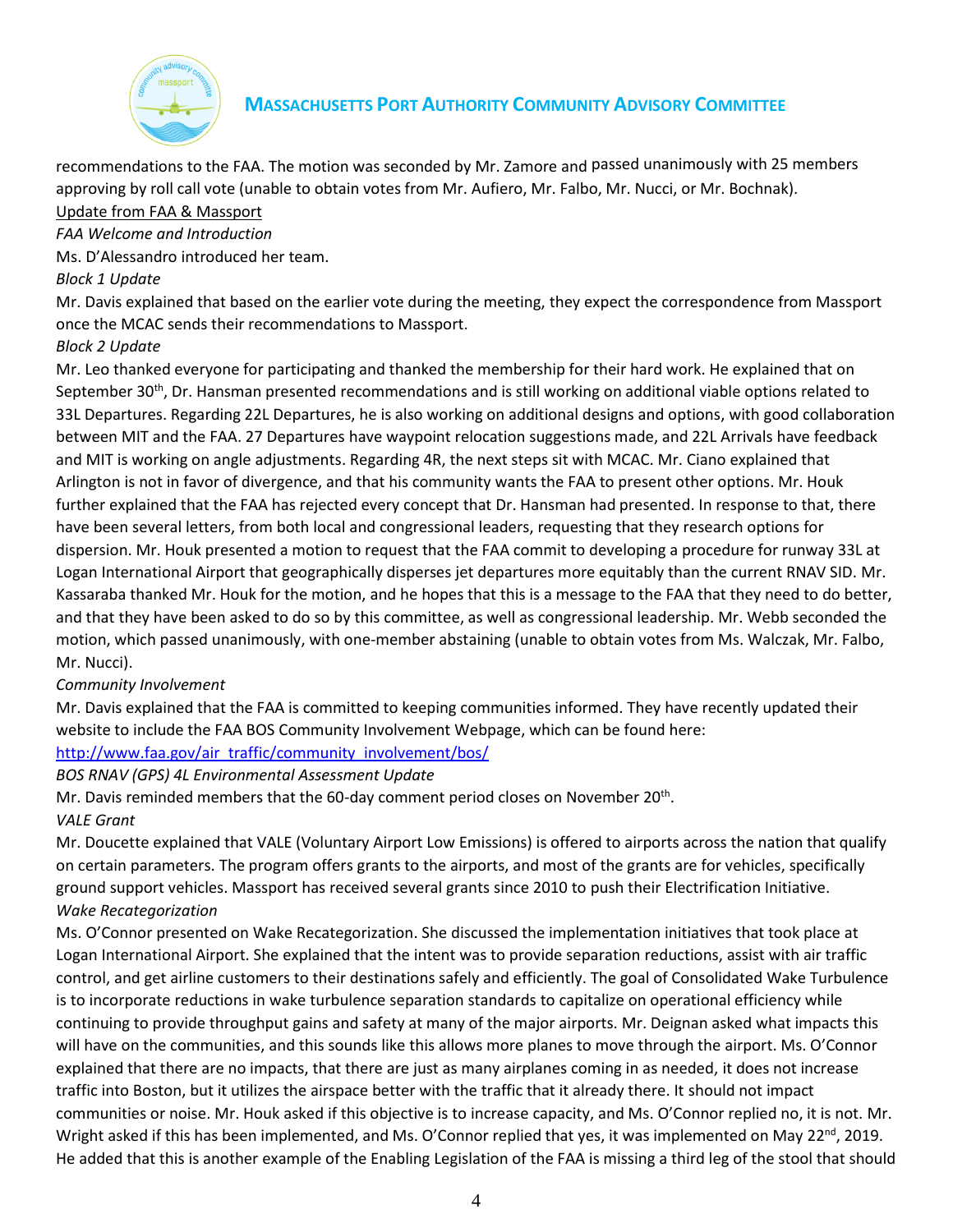recommendations to the FAA. The motion was seconded by Mr. Zamore and passed unanimously with 25 members approving by roll call vote (unable to obtain votes from Mr. Aufiero, Mr. Falbo, Mr. Nucci, or Mr. Bochnak).

Update from FAA & Massport

*FAA Welcome and Introduction*

Ms. D'Alessandro introduced her team.

*Block 1 Update*

Mr. Davis explained that based on the earlier vote during the meeting, they expect the correspondence from Massport once the MCAC sends their recommendations to Massport.

*Block 2 Update*

Mr. Leo thanked everyone for participating and thanked the membership for their hard work. He explained that on September 30th, Dr. Hansman presented recommendations and is still working on additional viable options related to 33L Departures. Regarding 22L Departures, he is also working on additional designs and options, with good collaboration between MIT and the FAA. 27 Departures have waypoint relocation suggestions made, and 22L Arrivals have feedback and MIT is working on angle adjustments. Regarding 4R, the next steps sit with MCAC. Mr. Ciano explained that Arlington is not in favor of divergence, and that his community wants the FAA to present other options. Mr. Houk further explained that the FAA has rejected every concept that Dr. Hansman had presented. In response to that, there have been several letters, from both local and congressional leaders, requesting that they research options for dispersion. Mr. Houk presented a motion to request that the FAA commit to developing a procedure for runway 33L at Logan International Airport that geographically disperses jet departures more equitably than the current RNAV SID. Mr. Kassaraba thanked Mr. Houk for the motion, and he hopes that this is a message to the FAA that they need to do better, and that they have been asked to do so by this committee, as well as congressional leadership. Mr. Webb seconded the motion, which passed unanimously, with one-member abstaining (unable to obtain votes from Ms. Walczak, Mr. Falbo, Mr. Nucci).

*Community Involvement*

Mr. Davis explained that the FAA is committed to keeping communities informed. They have recently updated their website to include the FAA BOS Community Involvement Webpage, which can be found here: http://www.faa.gov/air_traffic/community_involvement/bos/

*BOS RNAV (GPS) 4L Environmental Assessment Update*

Mr. Davis reminded members that the 60-day comment period closes on November 20th.

*VALE Grant*

Mr. Doucette explained that VALE (Voluntary Airport Low Emissions) is offered to airports across the nation that qualify on certain parameters. The program offers grants to the airports, and most of the grants are for vehicles, specifically ground support vehicles. Massport has received several grants since 2010 to push their Electrification Initiative.

*Wake Recategorization*

Ms. O'Connor presented on Wake Recategorization. She discussed the implementation initiatives that took place at Logan International Airport. She explained that the intent was to provide separation reductions, assist with air traffic control, and get airline customers to their destinations safely and efficiently. The goal of Consolidated Wake Turbulence is to incorporate reductions in wake turbulence separation standards to capitalize on operational efficiency while continuing to provide throughput gains and safety at many of the major airports. Mr. Deignan asked what impacts this will have on the communities, and this sounds like this allows more planes to move through the airport. Ms. O'Connor explained that there are no impacts, that there are just as many airplanes coming in as needed, it does not increase traffic into Boston, but it utilizes the airspace better with the traffic that it already there. It should not impact communities or noise. Mr. Houk asked if this objective is to increase capacity, and Ms. O'Connor replied no, it is not. Mr. Wright asked if this has been implemented, and Ms. O'Connor replied that yes, it was implemented on May 22nd, 2019. He added that this is another example of the Enabling Legislation of the FAA is missing a third leg of the stool that should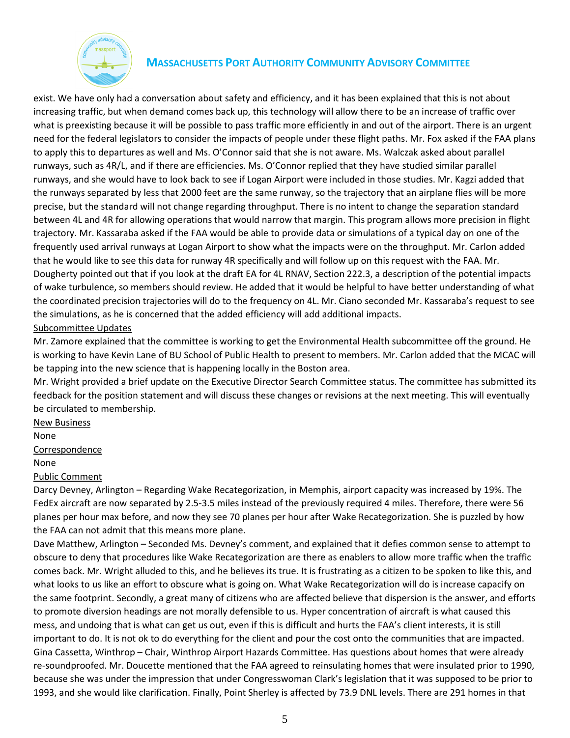exist. We have only had a conversation about safety and efficiency, and it has been explained that this is not about increasing traffic, but when demand comes back up, this technology will allow there to be an increase of traffic over what is preexisting because it will be possible to pass traffic more efficiently in and out of the airport. There is an urgent need for the federal legislators to consider the impacts of people under these flight paths. Mr. Fox asked if the FAA plans to apply this to departures as well and Ms. O'Connor said that she is not aware. Ms. Walczak asked about parallel runways, such as 4R/L, and if there are efficiencies. Ms. O'Connor replied that they have studied similar parallel runways, and she would have to look back to see if Logan Airport were included in those studies. Mr. Kagzi added that the runways separated by less that 2000 feet are the same runway, so the trajectory that an airplane flies will be more precise, but the standard will not change regarding throughput. There is no intent to change the separation standard between 4L and 4R for allowing operations that would narrow that margin. This program allows more precision in flight trajectory. Mr. Kassaraba asked if the FAA would be able to provide data or simulations of a typical day on one of the frequently used arrival runways at Logan Airport to show what the impacts were on the throughput. Mr. Carlon added that he would like to see this data for runway 4R specifically and will follow up on this request with the FAA. Mr. Dougherty pointed out that if you look at the draft EA for 4L RNAV, Section 222.3, a description of the potential impacts of wake turbulence, so members should review. He added that it would be helpful to have better understanding of what the coordinated precision trajectories will do to the frequency on 4L. Mr. Ciano seconded Mr. Kassaraba's request to see the simulations, as he is concerned that the added efficiency will add additional impacts.

Subcommittee Updates

Mr. Zamore explained that the committee is working to get the Environmental Health subcommittee off the ground. He is working to have Kevin Lane of BU School of Public Health to present to members. Mr. Carlon added that the MCAC will be tapping into the new science that is happening locally in the Boston area.

Mr. Wright provided a brief update on the Executive Director Search Committee status. The committee has submitted its feedback for the position statement and will discuss these changes or revisions at the next meeting. This will eventually be circulated to membership.

New Business

None

Correspondence

None

Public Comment

Darcy Devney, Arlington – Regarding Wake Recategorization, in Memphis, airport capacity was increased by 19%. The FedEx aircraft are now separated by 2.5-3.5 miles instead of the previously required 4 miles. Therefore, there were 56 planes per hour max before, and now they see 70 planes per hour after Wake Recategorization. She is puzzled by how the FAA can not admit that this means more plane.

Dave Matthew, Arlington – Seconded Ms. Devney's comment, and explained that it defies common sense to attempt to obscure to deny that procedures like Wake Recategorization are there as enablers to allow more traffic when the traffic comes back. Mr. Wright alluded to this, and he believes its true. It is frustrating as a citizen to be spoken to like this, and what looks to us like an effort to obscure what is going on. What Wake Recategorization will do is increase capacify on the same footprint. Secondly, a great many of citizens who are affected believe that dispersion is the answer, and efforts to promote diversion headings are not morally defensible to us. Hyper concentration of aircraft is what caused this mess, and undoing that is what can get us out, even if this is difficult and hurts the FAA's client interests, it is still important to do. It is not ok to do everything for the client and pour the cost onto the communities that are impacted.

Gina Cassetta, Winthrop – Chair, Winthrop Airport Hazards Committee. Has questions about homes that were already re-soundproofed. Mr. Doucette mentioned that the FAA agreed to reinsulating homes that were insulated prior to 1990, because she was under the impression that under Congresswoman Clark's legislation that it was supposed to be prior to 1993, and she would like clarification. Finally, Point Sherley is affected by 73.9 DNL levels. There are 291 homes in that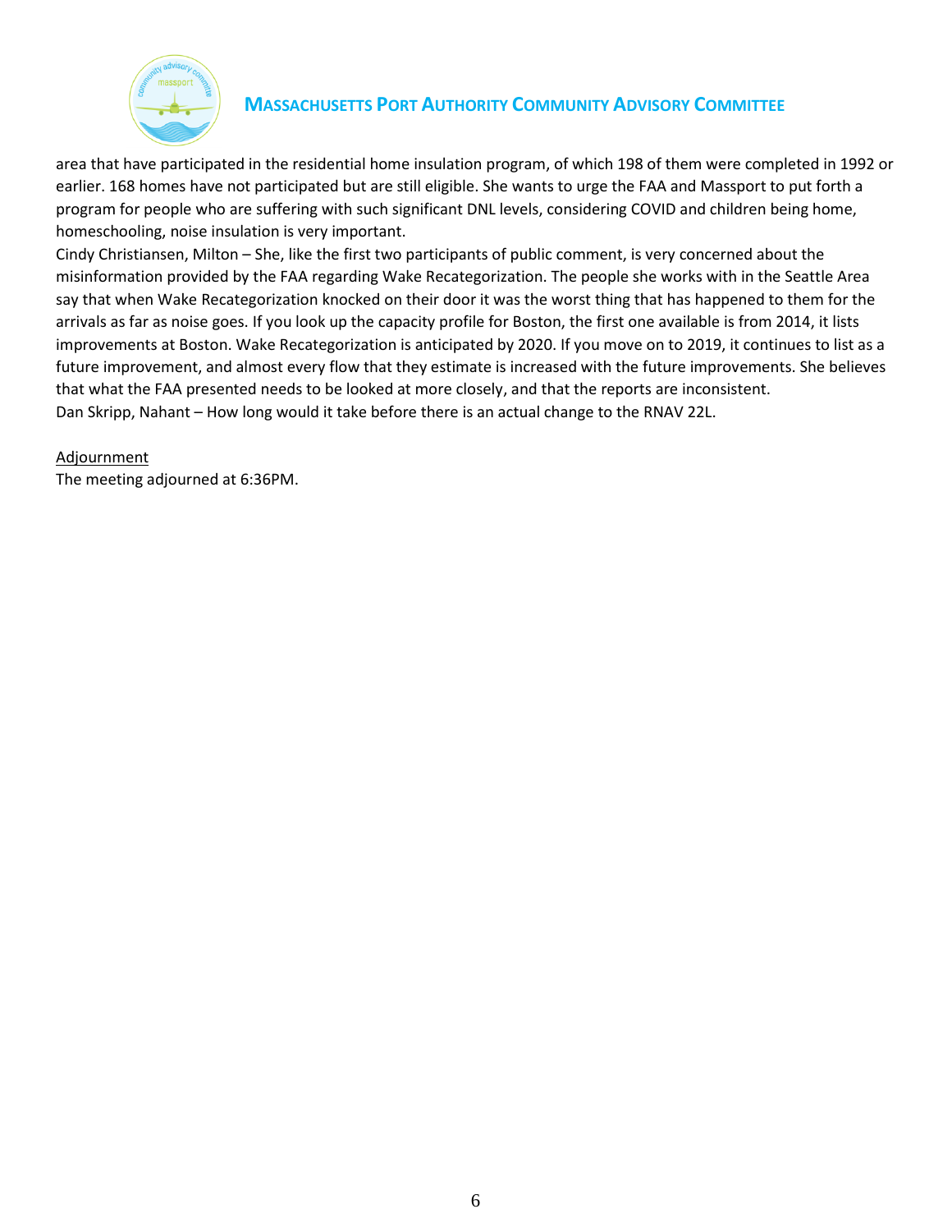area that have participated in the residential home insulation program, of which 198 of them were completed in 1992 or earlier. 168 homes have not participated but are still eligible. She wants to urge the FAA and Massport to put forth a program for people who are suffering with such significant DNL levels, considering COVID and children being home, homeschooling, noise insulation is very important.

Cindy Christiansen, Milton – She, like the first two participants of public comment, is very concerned about the misinformation provided by the FAA regarding Wake Recategorization. The people she works with in the Seattle Area say that when Wake Recategorization knocked on their door it was the worst thing that has happened to them for the arrivals as far as noise goes. If you look up the capacity profile for Boston, the first one available is from 2014, it lists improvements at Boston. Wake Recategorization is anticipated by 2020. If you move on to 2019, it continues to list as a future improvement, and almost every flow that they estimate is increased with the future improvements. She believes that what the FAA presented needs to be looked at more closely, and that the reports are inconsistent.

Dan Skripp, Nahant – How long would it take before there is an actual change to the RNAV 22L.

Adjournment

The meeting adjourned at 6:36PM.